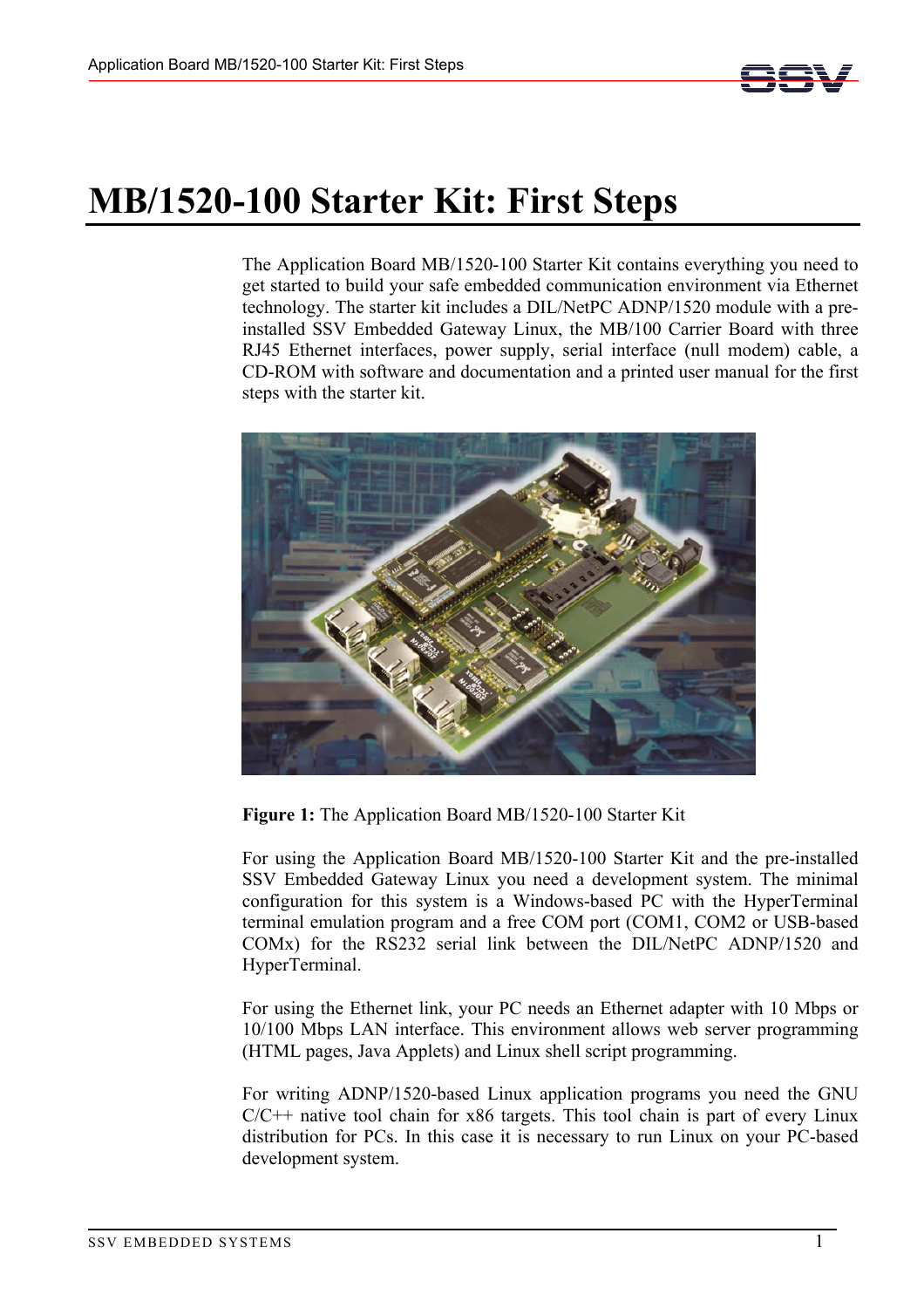# MB/1520-100 Starter Kit: First Steps

The Application Board MB/1520-100 Starter Kit contains everything you need to get started to build your safe embedded communication environment via Ethernet technology. The starter kit includes a DIL/NetPC ADNP/1520 module with a pre-installed SSV Embedded Gateway Linux, the MB/100 Carrier Board with three RJ45 Ethernet interfaces, power supply, serial interface (null modem) cable, a CD-ROM with software and documentation and a printed user manual for the first steps with the starter kit.

**Figure 1:** The Application Board MB/1520-100 Starter Kit

For using the Application Board MB/1520-100 Starter Kit and the pre-installed SSV Embedded Gateway Linux you need a development system. The minimal configuration for this system is a Windows-based PC with the HyperTerminal terminal emulation program and a free COM port (COM1, COM2 or USB-based COMx) for the RS232 serial link between the DIL/NetPC ADNP/1520 and HyperTerminal.

For using the Ethernet link, your PC needs an Ethernet adapter with 10 Mbps or 10/100 Mbps LAN interface. This environment allows web server programming (HTML pages, Java Applets) and Linux shell script programming.

For writing ADNP/1520-based Linux application programs you need the GNU C/C++ native tool chain for x86 targets. This tool chain is part of every Linux distribution for PCs. In this case it is necessary to run Linux on your PC-based development system.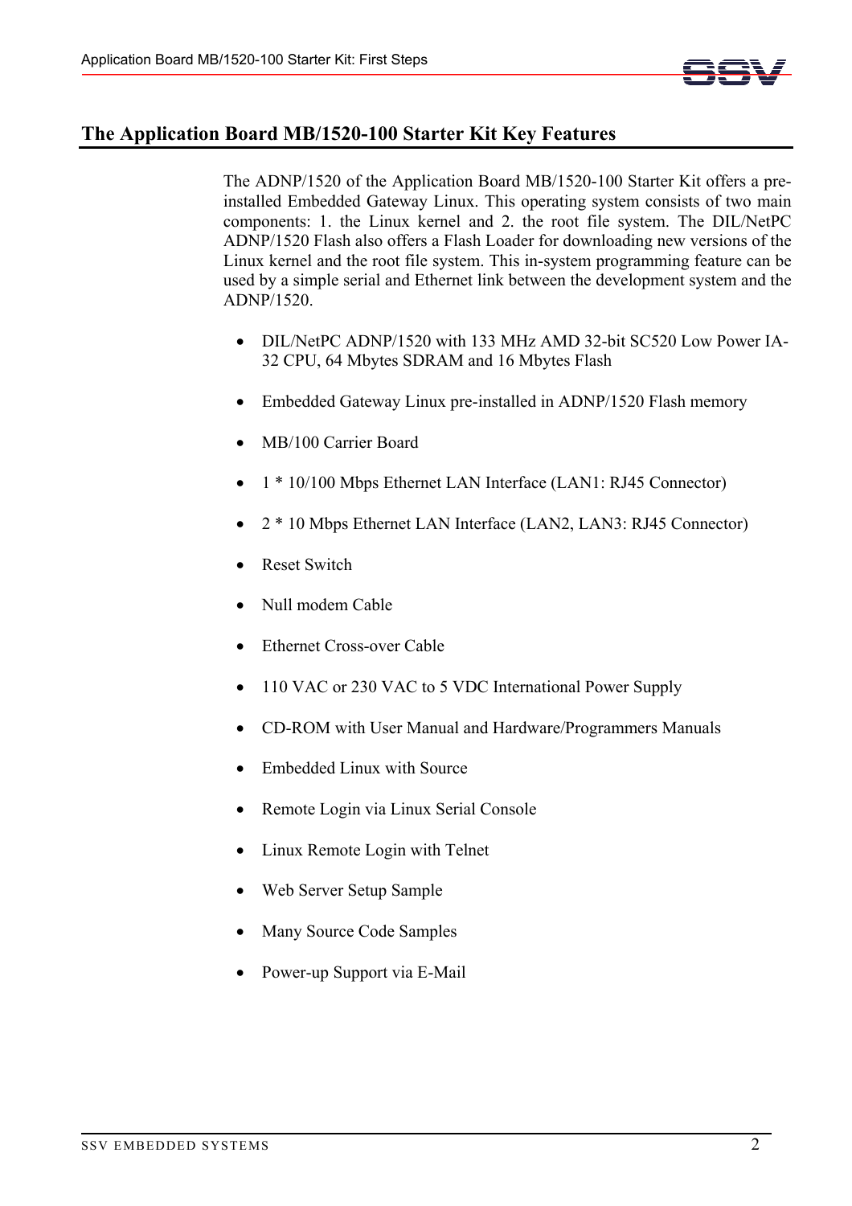## The Application Board MB/1520-100 Starter Kit Key Features

The ADNP/1520 of the Application Board MB/1520-100 Starter Kit offers a pre-installed Embedded Gateway Linux. This operating system consists of two main components: 1. the Linux kernel and 2. the root file system. The DIL/NetPC ADNP/1520 Flash also offers a Flash Loader for downloading new versions of the Linux kernel and the root file system. This in-system programming feature can be used by a simple serial and Ethernet link between the development system and the ADNP/1520.

- DIL/NetPC ADNP/1520 with 133 MHz AMD 32-bit SC520 Low Power IA-32 CPU, 64 Mbytes SDRAM and 16 Mbytes Flash
- Embedded Gateway Linux pre-installed in ADNP/1520 Flash memory
- MB/100 Carrier Board
- 1 * 10/100 Mbps Ethernet LAN Interface (LAN1: RJ45 Connector)
- 2 * 10 Mbps Ethernet LAN Interface (LAN2, LAN3: RJ45 Connector)
- Reset Switch
- Null modem Cable
- Ethernet Cross-over Cable
- 110 VAC or 230 VAC to 5 VDC International Power Supply
- CD-ROM with User Manual and Hardware/Programmers Manuals
- Embedded Linux with Source
- Remote Login via Linux Serial Console
- Linux Remote Login with Telnet
- Web Server Setup Sample
- Many Source Code Samples
- Power-up Support via E-Mail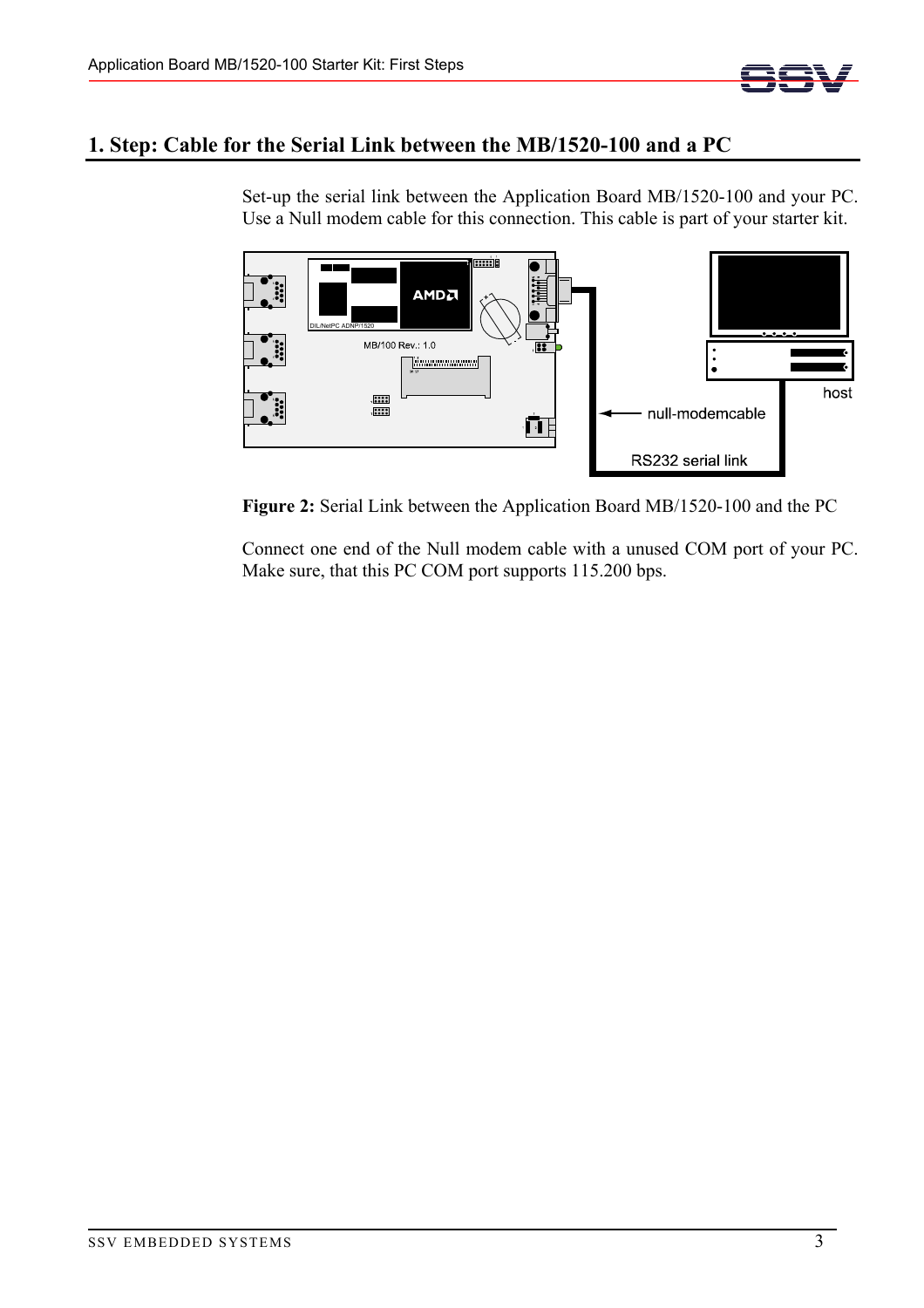# 1. Step: Cable for the Serial Link between the MB/1520-100 and a PC

Set-up the serial link between the Application Board MB/1520-100 and your PC. Use a Null modem cable for this connection. This cable is part of your starter kit.

**Figure 2:** Serial Link between the Application Board MB/1520-100 and the PC

Connect one end of the Null modem cable with a unused COM port of your PC. Make sure, that this PC COM port supports 115.200 bps.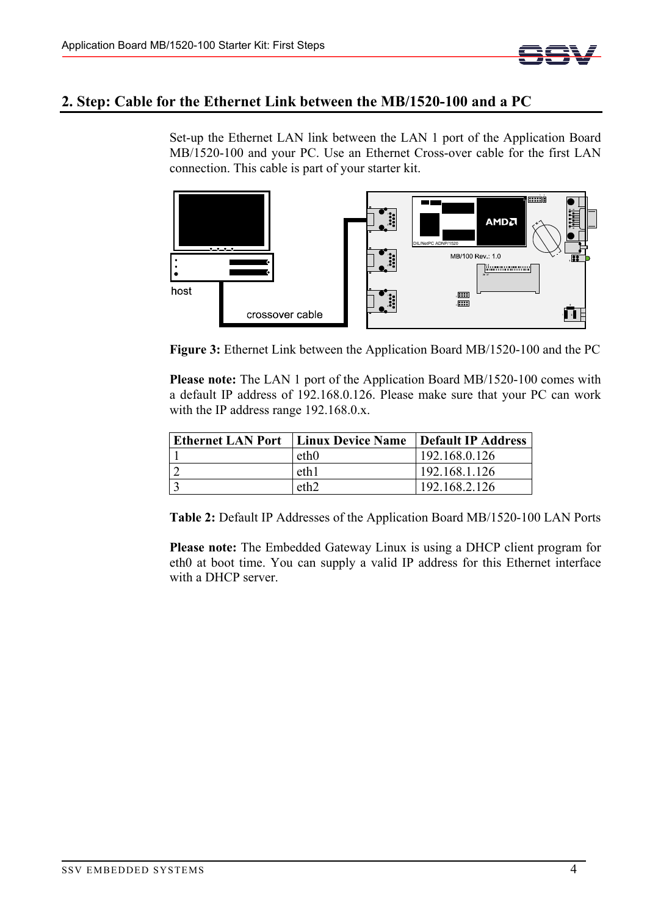## 2. Step: Cable for the Ethernet Link between the MB/1520-100 and a PC

Set-up the Ethernet LAN link between the LAN 1 port of the Application Board MB/1520-100 and your PC. Use an Ethernet Cross-over cable for the first LAN connection. This cable is part of your starter kit.

**Figure 3:** Ethernet Link between the Application Board MB/1520-100 and the PC

**Please note:** The LAN 1 port of the Application Board MB/1520-100 comes with a default IP address of 192.168.0.126. Please make sure that your PC can work with the IP address range 192.168.0.x.

| Ethernet LAN Port | Linux Device Name | Default IP Address |
|---|---|---|
| 1 | eth0 | 192.168.0.126 |
| 2 | eth1 | 192.168.1.126 |
| 3 | eth2 | 192.168.2.126 |

**Table 2:** Default IP Addresses of the Application Board MB/1520-100 LAN Ports

**Please note:** The Embedded Gateway Linux is using a DHCP client program for eth0 at boot time. You can supply a valid IP address for this Ethernet interface with a DHCP server.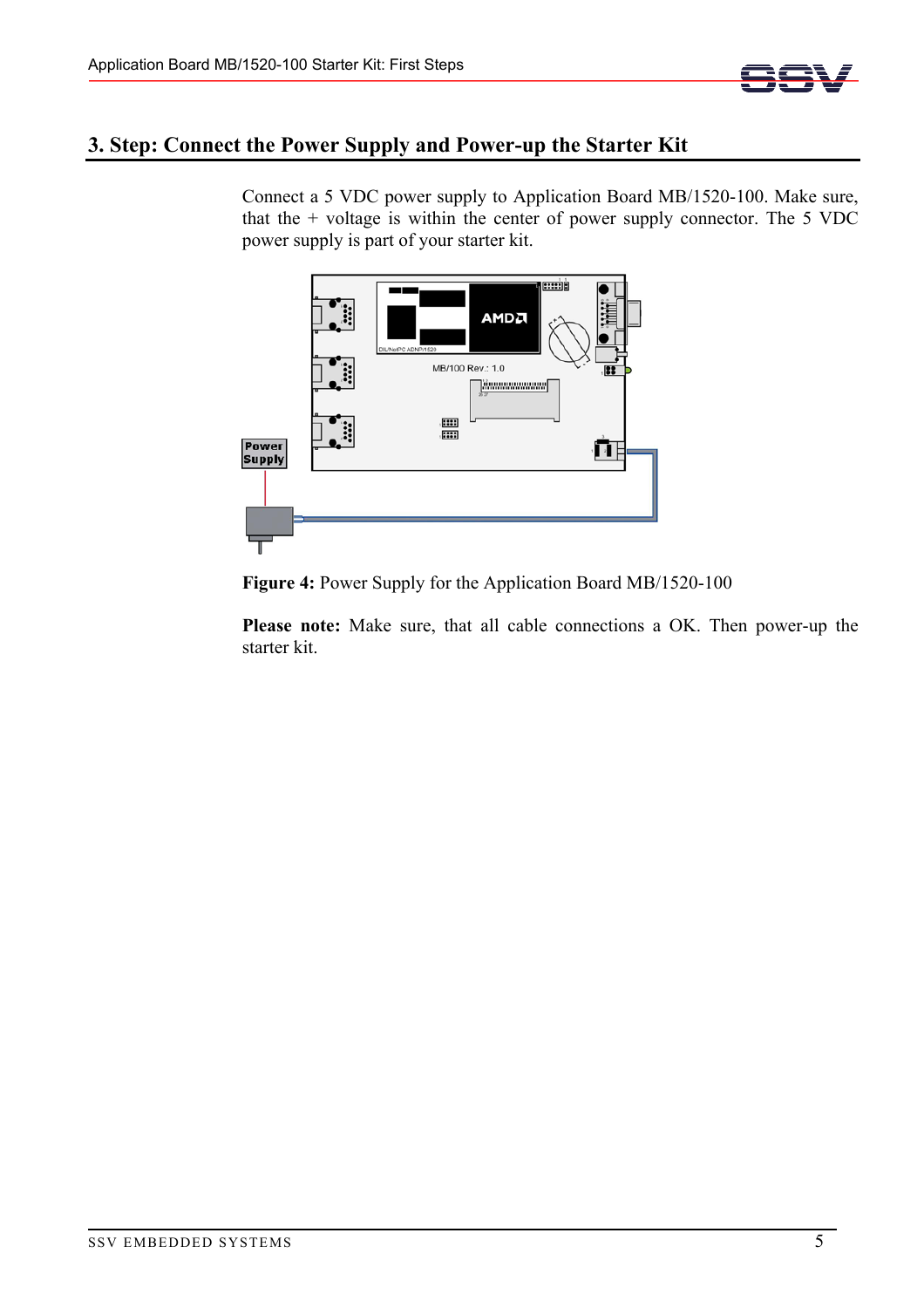## 3. Step: Connect the Power Supply and Power-up the Starter Kit

Connect a 5 VDC power supply to Application Board MB/1520-100. Make sure, that the + voltage is within the center of power supply connector. The 5 VDC power supply is part of your starter kit.

**Figure 4:** Power Supply for the Application Board MB/1520-100

**Please note:** Make sure, that all cable connections a OK. Then power-up the starter kit.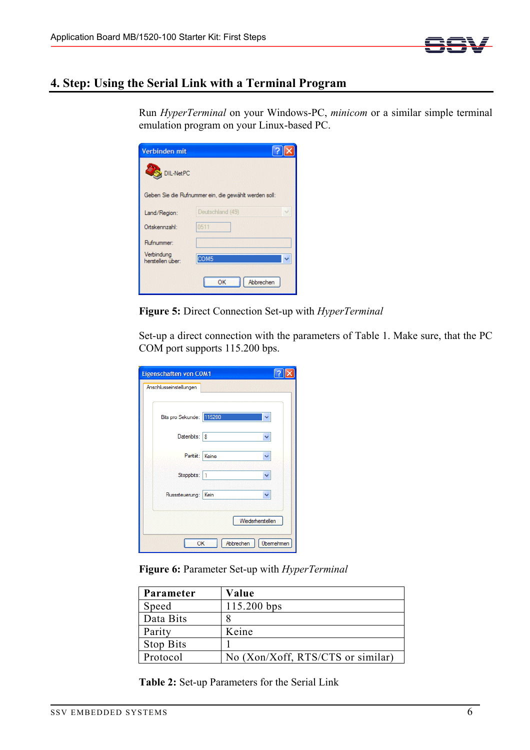# 4. Step: Using the Serial Link with a Terminal Program

Run *HyperTerminal* on your Windows-PC, *minicom* or a similar simple terminal emulation program on your Linux-based PC.

**Figure 5:** Direct Connection Set-up with *HyperTerminal*

Set-up a direct connection with the parameters of Table 1. Make sure, that the PC COM port supports 115.200 bps.

**Figure 6:** Parameter Set-up with *HyperTerminal*

| Parameter | Value |
|---|---|
| Speed | 115.200 bps |
| Data Bits | 8 |
| Parity | Keine |
| Stop Bits | 1 |
| Protocol | No (Xon/Xoff, RTS/CTS or similar) |

**Table 2:** Set-up Parameters for the Serial Link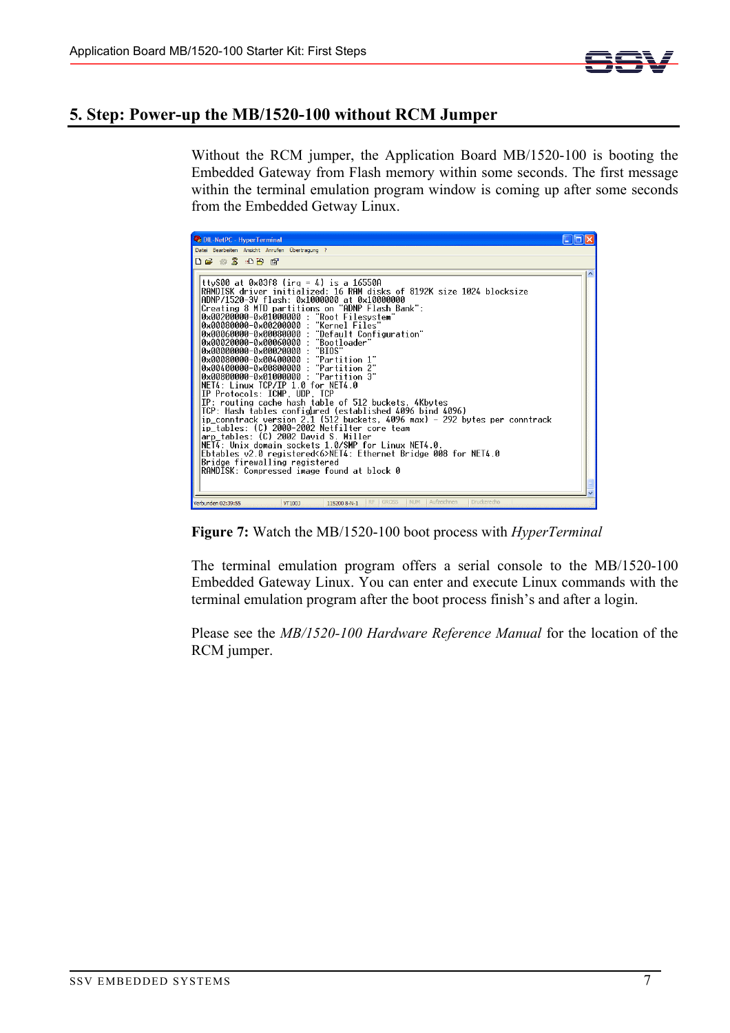## 5. Step: Power-up the MB/1520-100 without RCM Jumper

Without the RCM jumper, the Application Board MB/1520-100 is booting the Embedded Gateway from Flash memory within some seconds. The first message within the terminal emulation program window is coming up after some seconds from the Embedded Getway Linux.

```
ttyS00 at 0x03f8 (irq = 4) is a 16550A
RAMDISK driver initialized: 16 RAM disks of 8192K size 1024 blocksize
ADNP/1520-3V flash: 0x1000000 at 0x10000000
Creating 8 MTD partitions on "ADNP Flash Bank":
0x00200000-0x01000000 : "Root Filesystem"
0x00080000-0x00200000 : "Kernel Files"
0x00060000-0x00080000 : "Default Configuration"
0x00020000-0x00060000 : "Bootloader"
0x00000000-0x00020000 : "BIOS"
0x00080000-0x00400000 : "Partition 1"
0x00400000-0x00800000 : "Partition 2"
0x00800000-0x01000000 : "Partition 3"
NET4: Linux TCP/IP 1.0 for NET4.0
IP Protocols: ICMP, UDP, TCP
IP: routing cache hash table of 512 buckets, 4Kbytes
TCP: Hash tables configured (established 4096 bind 4096)
ip_conntrack version 2.1 (512 buckets, 4096 max) - 292 bytes per conntrack
ip_tables: (C) 2000-2002 Netfilter core team
arp_tables: (C) 2002 David S. Miller
NET4: Unix domain sockets 1.0/SMP for Linux NET4.0.
Ebtables v2.0 registered<6>NET4: Ethernet Bridge 008 for NET4.0
Bridge firewalling registered
RAMDISK: Compressed image found at block 0
```

**Figure 7:** Watch the MB/1520-100 boot process with *HyperTerminal*

The terminal emulation program offers a serial console to the MB/1520-100 Embedded Gateway Linux. You can enter and execute Linux commands with the terminal emulation program after the boot process finish's and after a login.

Please see the *MB/1520-100 Hardware Reference Manual* for the location of the RCM jumper.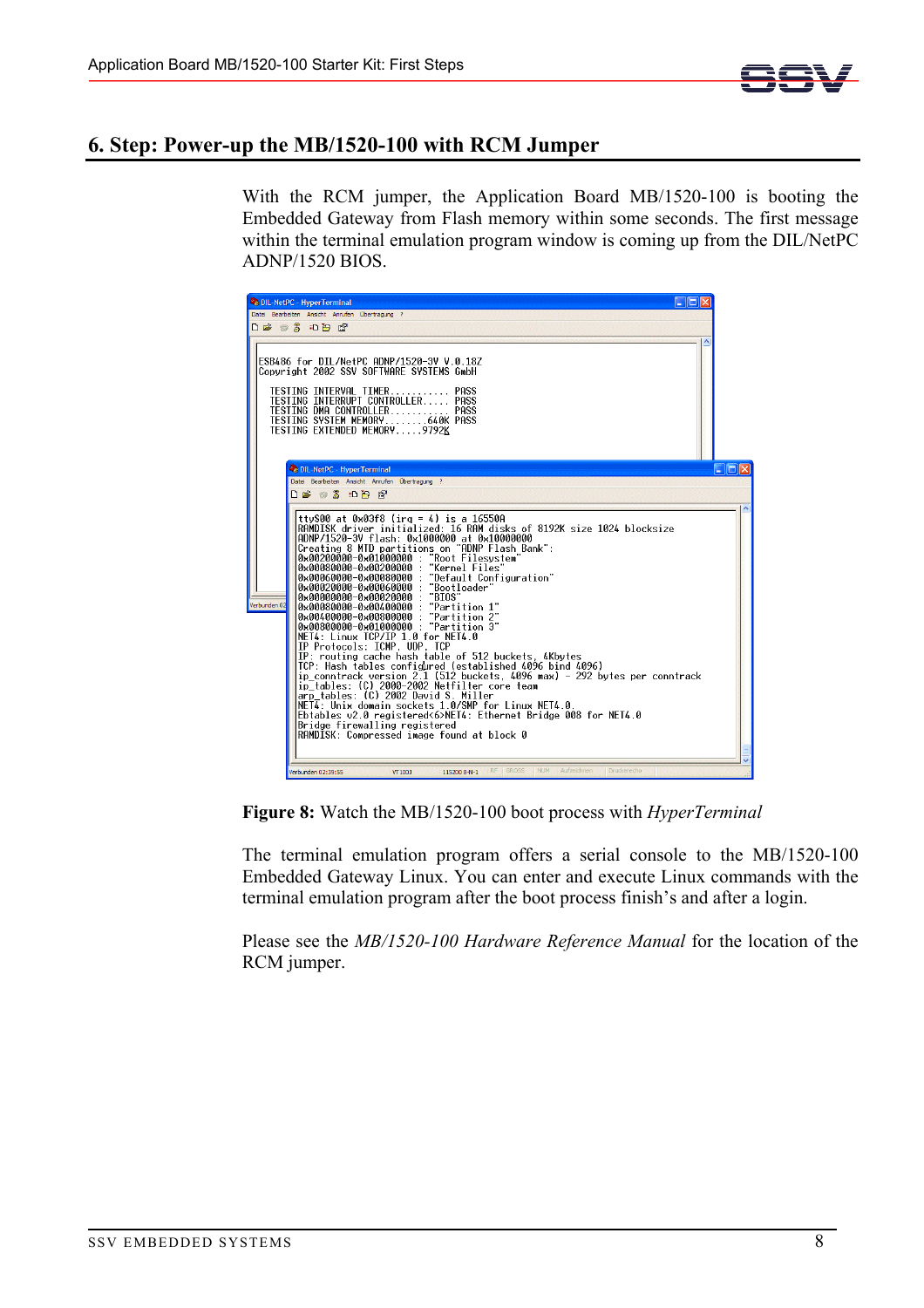## 6. Step: Power-up the MB/1520-100 with RCM Jumper

With the RCM jumper, the Application Board MB/1520-100 is booting the Embedded Gateway from Flash memory within some seconds. The first message within the terminal emulation program window is coming up from the DIL/NetPC ADNP/1520 BIOS.

**Figure 8:** Watch the MB/1520-100 boot process with *HyperTerminal*

The terminal emulation program offers a serial console to the MB/1520-100 Embedded Gateway Linux. You can enter and execute Linux commands with the terminal emulation program after the boot process finish's and after a login.

Please see the *MB/1520-100 Hardware Reference Manual* for the location of the RCM jumper.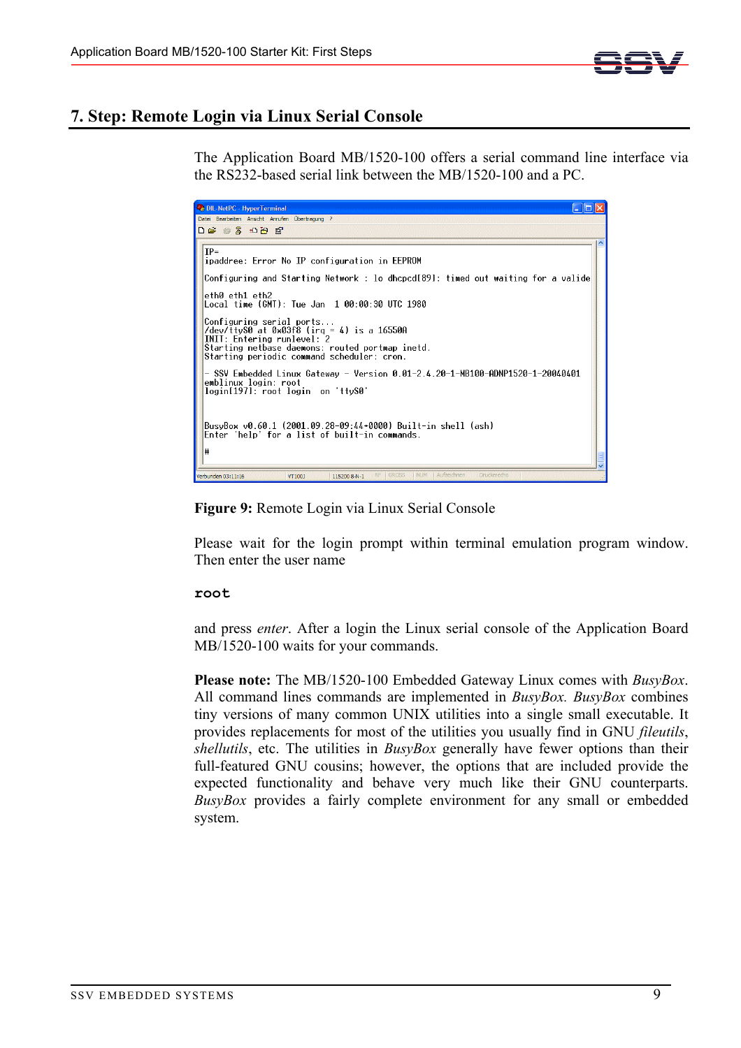## 7. Step: Remote Login via Linux Serial Console

The Application Board MB/1520-100 offers a serial command line interface via the RS232-based serial link between the MB/1520-100 and a PC.

**Figure 9:** Remote Login via Linux Serial Console

Please wait for the login prompt within terminal emulation program window. Then enter the user name

```
root
```

and press *enter*. After a login the Linux serial console of the Application Board MB/1520-100 waits for your commands.

**Please note:** The MB/1520-100 Embedded Gateway Linux comes with *BusyBox*. All command lines commands are implemented in *BusyBox. BusyBox* combines tiny versions of many common UNIX utilities into a single small executable. It provides replacements for most of the utilities you usually find in GNU *fileutils*, *shellutils*, etc. The utilities in *BusyBox* generally have fewer options than their full-featured GNU cousins; however, the options that are included provide the expected functionality and behave very much like their GNU counterparts. *BusyBox* provides a fairly complete environment for any small or embedded system.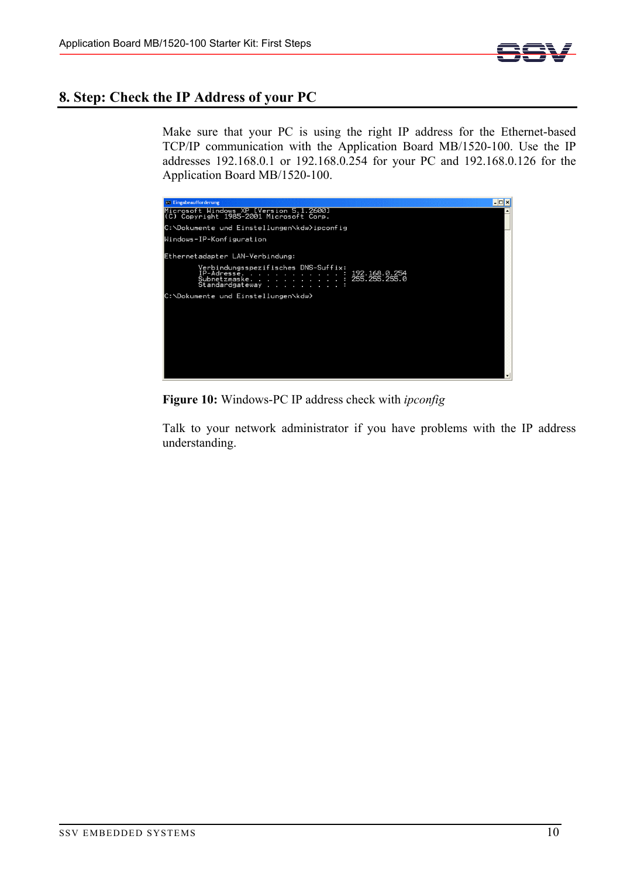## 8. Step: Check the IP Address of your PC

Make sure that your PC is using the right IP address for the Ethernet-based TCP/IP communication with the Application Board MB/1520-100. Use the IP addresses 192.168.0.1 or 192.168.0.254 for your PC and 192.168.0.126 for the Application Board MB/1520-100.

```
Microsoft Windows XP [Version 5.1.2600]
(C) Copyright 1985-2001 Microsoft Corp.

C:\Dokumente und Einstellungen\kdw>ipconfig

Windows-IP-Konfiguration

Ethernetadapter LAN-Verbindung:

        Verbindungsspezifisches DNS-Suffix:
        IP-Adresse. . . . . . . . . . . . : 192.168.0.254
        Subnetzmaske. . . . . . . . . . . : 255.255.255.0
        Standardgateway . . . . . . . . . :

C:\Dokumente und Einstellungen\kdw>
```

**Figure 10:** Windows-PC IP address check with *ipconfig*

Talk to your network administrator if you have problems with the IP address understanding.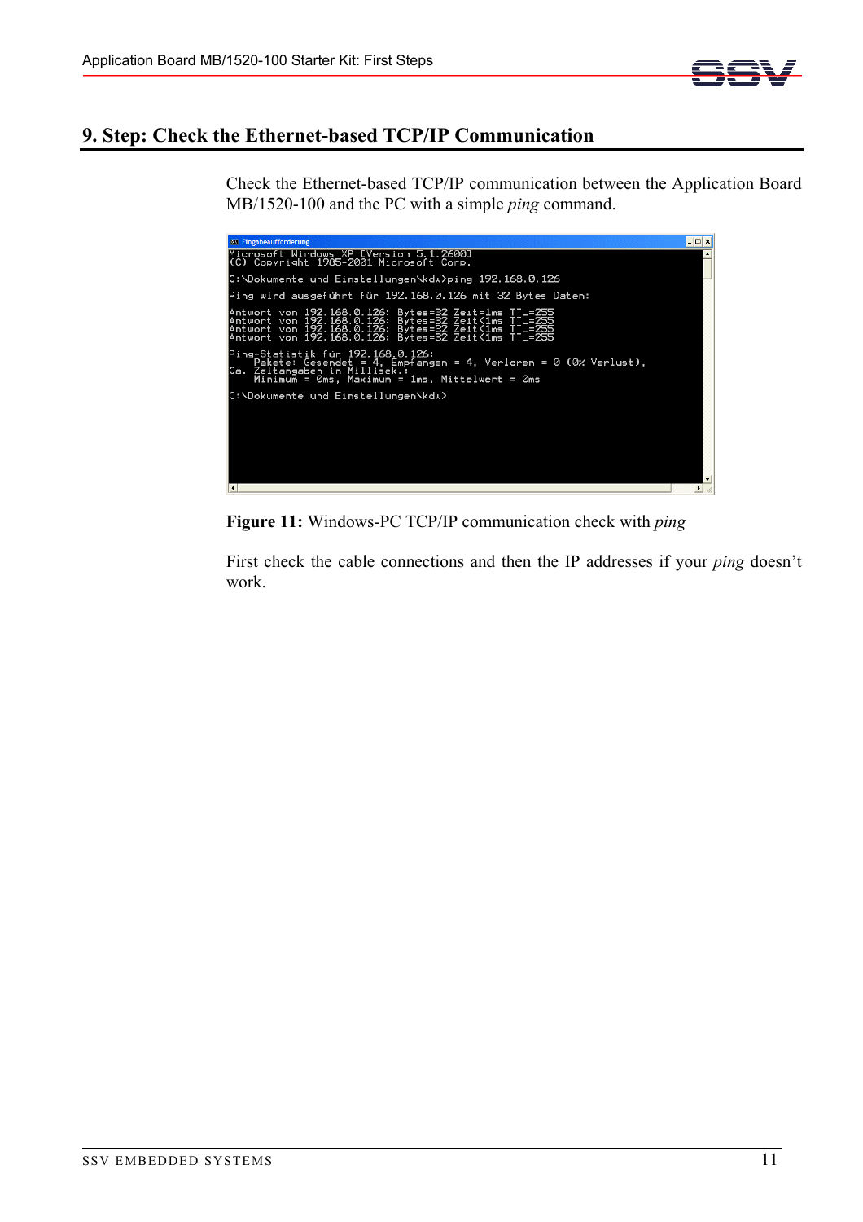# 9. Step: Check the Ethernet-based TCP/IP Communication

Check the Ethernet-based TCP/IP communication between the Application Board MB/1520-100 and the PC with a simple *ping* command.

```
Microsoft Windows XP [Version 5.1.2600]
(C) Copyright 1985-2001 Microsoft Corp.

C:\Dokumente und Einstellungen\kdw>ping 192.168.0.126

Ping wird ausgeführt für 192.168.0.126 mit 32 Bytes Daten:

Antwort von 192.168.0.126: Bytes=32 Zeit=1ms TTL=255
Antwort von 192.168.0.126: Bytes=32 Zeit<1ms TTL=255
Antwort von 192.168.0.126: Bytes=32 Zeit<1ms TTL=255
Antwort von 192.168.0.126: Bytes=32 Zeit<1ms TTL=255

Ping-Statistik für 192.168.0.126:
    Pakete: Gesendet = 4, Empfangen = 4, Verloren = 0 (0% Verlust),
Ca. Zeitangaben in Millisek.:
    Minimum = 0ms, Maximum = 1ms, Mittelwert = 0ms

C:\Dokumente und Einstellungen\kdw>
```

**Figure 11:** Windows-PC TCP/IP communication check with *ping*

First check the cable connections and then the IP addresses if your *ping* doesn't work.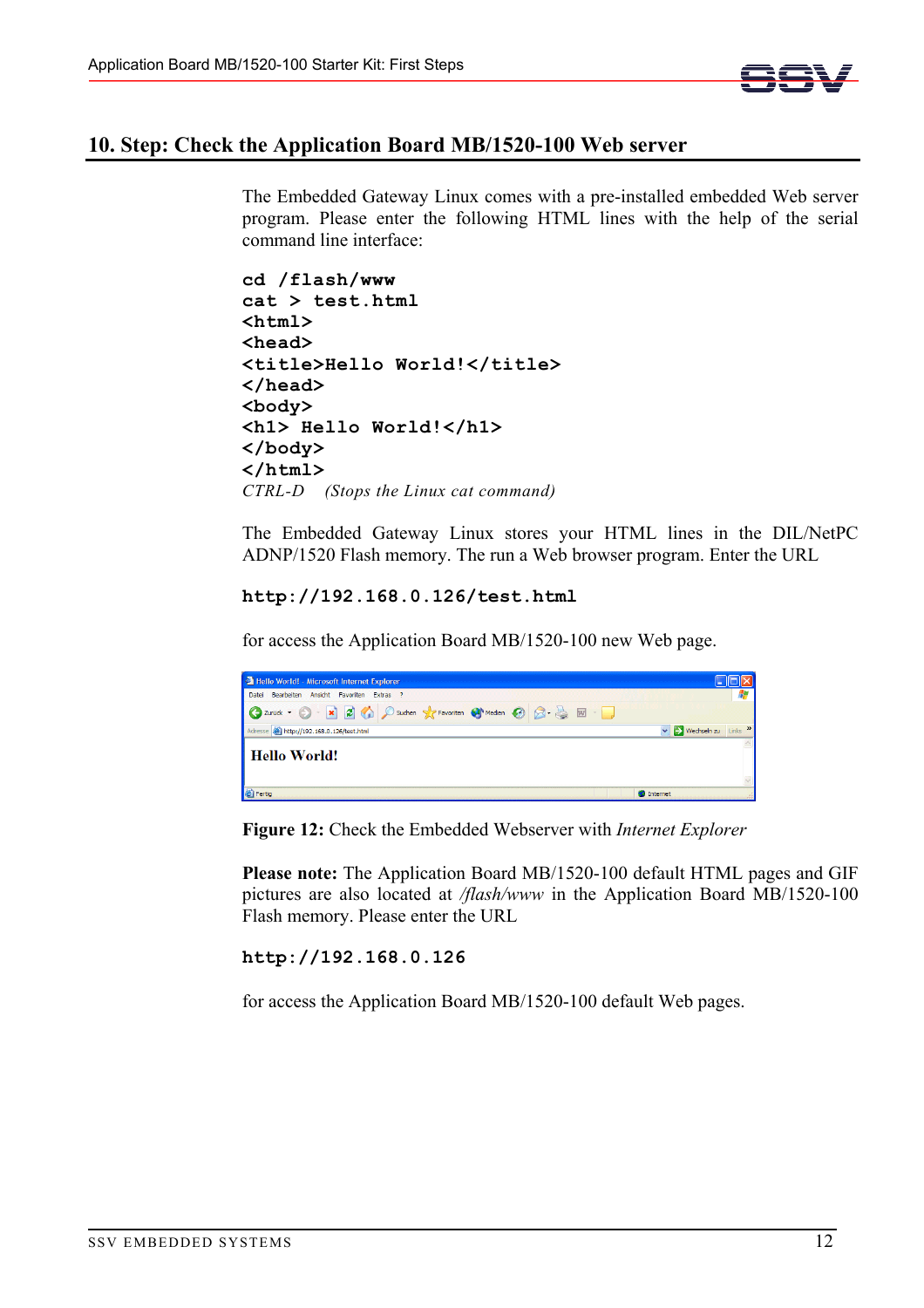## 10. Step: Check the Application Board MB/1520-100 Web server

The Embedded Gateway Linux comes with a pre-installed embedded Web server program. Please enter the following HTML lines with the help of the serial command line interface:

```
cd /flash/www
cat > test.html
<html>
<head>
<title>Hello World!</title>
</head>
<body>
<h1> Hello World!</h1>
</body>
</html>
```

*CTRL-D (Stops the Linux cat command)*

The Embedded Gateway Linux stores your HTML lines in the DIL/NetPC ADNP/1520 Flash memory. The run a Web browser program. Enter the URL

```
http://192.168.0.126/test.html
```

for access the Application Board MB/1520-100 new Web page.

**Figure 12:** Check the Embedded Webserver with *Internet Explorer*

**Please note:** The Application Board MB/1520-100 default HTML pages and GIF pictures are also located at */flash/www* in the Application Board MB/1520-100 Flash memory. Please enter the URL

```
http://192.168.0.126
```

for access the Application Board MB/1520-100 default Web pages.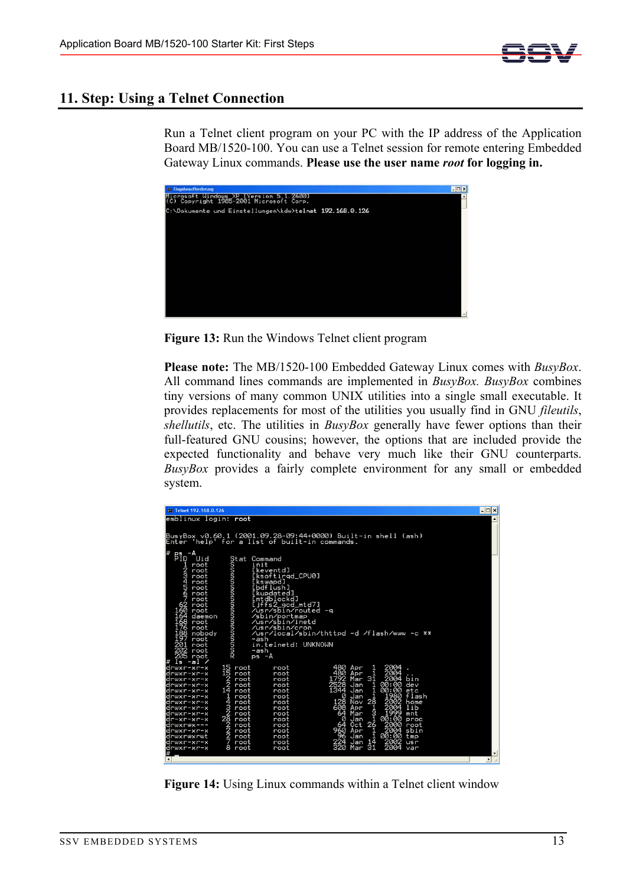## 11. Step: Using a Telnet Connection

Run a Telnet client program on your PC with the IP address of the Application Board MB/1520-100. You can use a Telnet session for remote entering Embedded Gateway Linux commands. **Please use the user name *root* for logging in.**

```
Microsoft Windows XP [Version 5.1.2600]
(C) Copyright 1985-2001 Microsoft Corp.

C:\Dokumente und Einstellungen\kdw>telnet 192.168.0.126
```

**Figure 13:** Run the Windows Telnet client program

**Please note:** The MB/1520-100 Embedded Gateway Linux comes with *BusyBox*. All command lines commands are implemented in *BusyBox. BusyBox* combines tiny versions of many common UNIX utilities into a single small executable. It provides replacements for most of the utilities you usually find in GNU *fileutils*, *shellutils*, etc. The utilities in *BusyBox* generally have fewer options than their full-featured GNU cousins; however, the options that are included provide the expected functionality and behave very much like their GNU counterparts. *BusyBox* provides a fairly complete environment for any small or embedded system.

```
emblinux login: root

BusyBox v0.60.1 (2001.09.28-09:44+0000) Built-in shell (ash)
Enter 'help' for a list of built-in commands.

# ps -A
  PID  Uid     Stat Command
    1 root     S    init
    2 root     S    [keventd]
    3 root     S    [ksoftirqd_CPU0]
    4 root     S    [kswapd]
    5 root     S    [bdflush]
    6 root     S    [kupdated]
    7 root     S    [mtdblockd]
   62 root     S    [jffs2_gcd_mtd7]
  160 root     S    /usr/sbin/routed -q
  164 daemon   S    /sbin/portmap
  168 root     S    /usr/sbin/inetd
  176 root     S    /usr/sbin/cron
  188 nobody   S    /usr/local/sbin/thttpd -d /flash/www -c **
  197 root     S    -ash
  201 root     S    in.telnetd: UNKNOWN
  202 root     S    -ash
  205 root     R    ps -A
# ls -al /
drwxr-xr-x   15 root     root          480 Apr  1  2004 .
drwxr-xr-x   15 root     root          480 Apr  1  2004 ..
drwxr-xr-x    2 root     root         1792 Mar 31  2004 bin
drwxr-xr-x    2 root     root         2528 Jan  1 00:00 dev
drwxr-xr-x   14 root     root         1344 Jan  1 00:00 etc
drwxr-xr-x    1 root     root            0 Jan  1  1980 flash
drwxr-xr-x    4 root     root          128 Nov 28  2002 home
drwxr-xr-x    3 root     root          608 Apr  1  2004 lib
drwxr-xr-x    2 root     root           64 Mar  3  1999 mnt
dr-xr-xr-x   28 root     root            0 Jan  1 00:00 proc
drwxrwx---    2 root     root           64 Oct 26  2000 root
drwxr-xr-x    2 root     root          960 Apr  1  2004 sbin
drwxrwxrwt    2 root     root           96 Jan  1 00:00 tmp
drwxr-xr-x    7 root     root          224 Jan 14  2002 usr
drwxr-xr-x    8 root     root          320 Mar 31  2004 var
#
```

**Figure 14:** Using Linux commands within a Telnet client window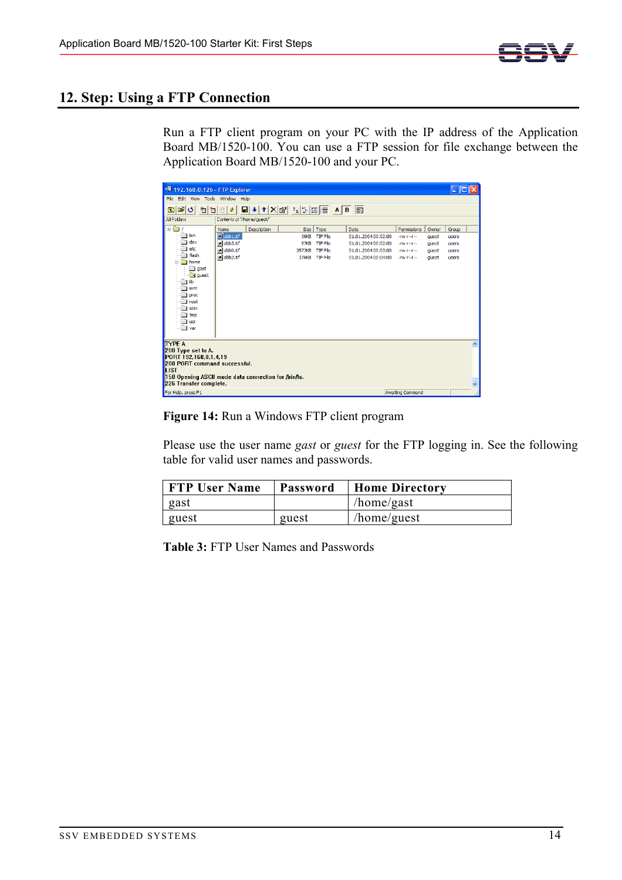## 12. Step: Using a FTP Connection

Run a FTP client program on your PC with the IP address of the Application Board MB/1520-100. You can use a FTP session for file exchange between the Application Board MB/1520-100 and your PC.

**Figure 14:** Run a Windows FTP client program

Please use the user name *gast* or *guest* for the FTP logging in. See the following table for valid user names and passwords.

| FTP User Name | Password | Home Directory |
|---|---|---|
| gast | | /home/gast |
| guest | guest | /home/guest |

**Table 3:** FTP User Names and Passwords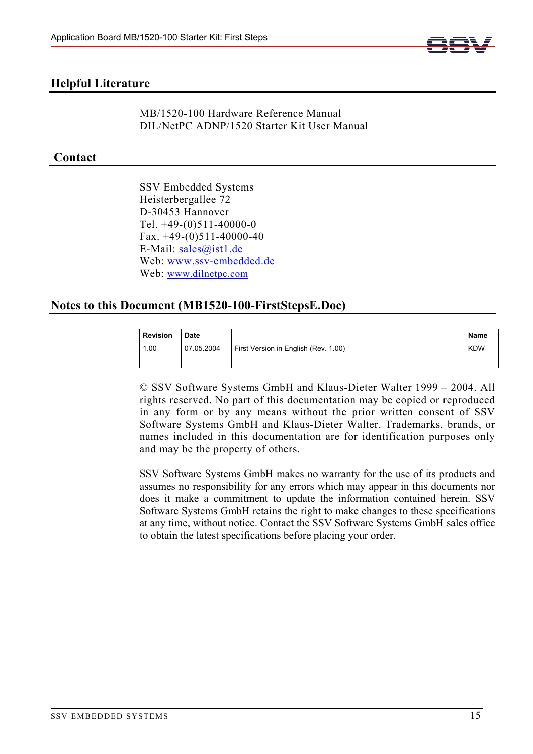## Helpful Literature

MB/1520-100 Hardware Reference Manual
DIL/NetPC ADNP/1520 Starter Kit User Manual

## Contact

SSV Embedded Systems
Heisterbergallee 72
D-30453 Hannover
Tel. +49-(0)511-40000-0
Fax. +49-(0)511-40000-40
E-Mail: sales@ist1.de
Web: www.ssv-embedded.de
Web: www.dilnetpc.com

## Notes to this Document (MB1520-100-FirstStepsE.Doc)

| Revision | Date | | Name |
|---|---|---|---|
| 1.00 | 07.05.2004 | First Version in English (Rev. 1.00) | KDW |
| | | | |

© SSV Software Systems GmbH and Klaus-Dieter Walter 1999 – 2004. All rights reserved. No part of this documentation may be copied or reproduced in any form or by any means without the prior written consent of SSV Software Systems GmbH and Klaus-Dieter Walter. Trademarks, brands, or names included in this documentation are for identification purposes only and may be the property of others.

SSV Software Systems GmbH makes no warranty for the use of its products and assumes no responsibility for any errors which may appear in this documents nor does it make a commitment to update the information contained herein. SSV Software Systems GmbH retains the right to make changes to these specifications at any time, without notice. Contact the SSV Software Systems GmbH sales office to obtain the latest specifications before placing your order.